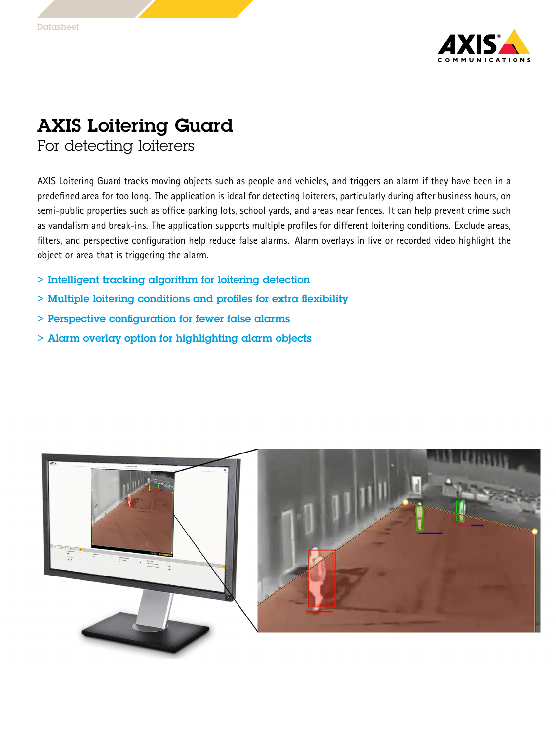Datasheet

# AXIS Loitering Guard

## For detecting loiterers

AXIS Loitering Guard tracks moving objects such as people and vehicles, and triggers an alarm if they have been in a predefined area for too long. The application is ideal for detecting loiterers, particularly during after business hours, on semi-public properties such as office parking lots, school yards, and areas near fences. It can help prevent crime such as vandalism and break-ins. The application supports multiple profiles for different loitering conditions. Exclude areas, filters, and perspective configuration help reduce false alarms. Alarm overlays in live or recorded video highlight the object or area that is triggering the alarm.

- > Intelligent tracking algorithm for loitering detection
- > Multiple loitering conditions and profiles for extra flexibility
- > Perspective configuration for fewer false alarms
- > Alarm overlay option for highlighting alarm objects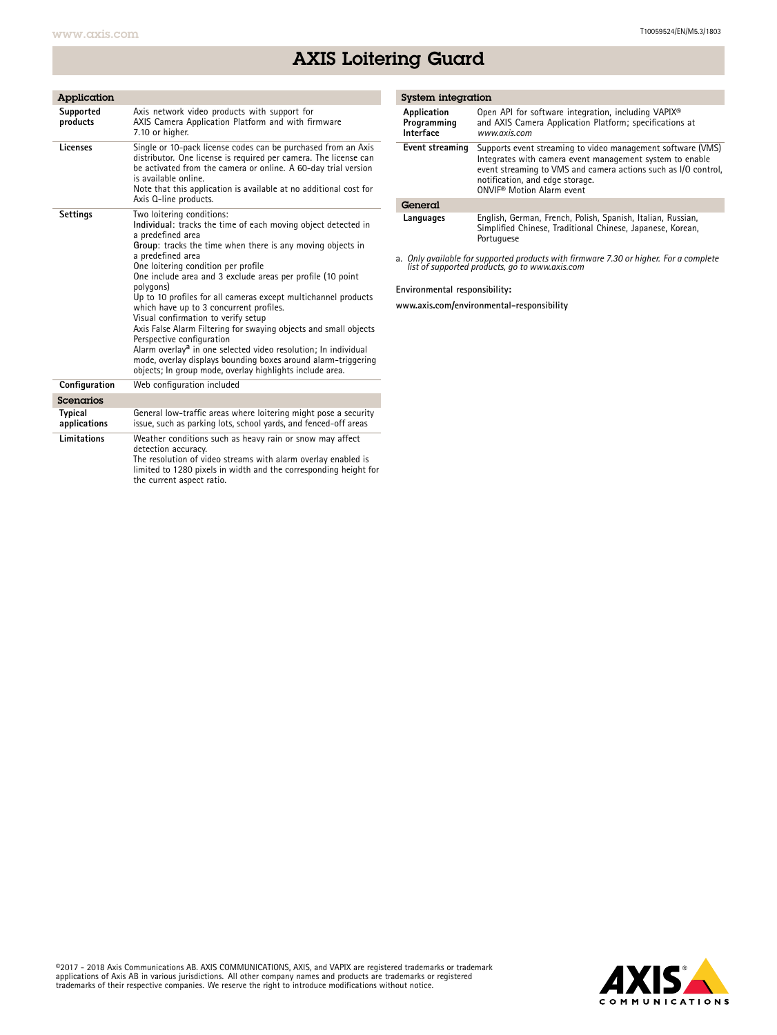# AXIS Loitering Guard

## Application

| | |
|---|---|
| **Supported products** | Axis network video products with support for AXIS Camera Application Platform and with firmware 7.10 or higher. |
| **Licenses** | Single or 10-pack license codes can be purchased from an Axis distributor. One license is required per camera. The license can be activated from the camera or online. A 60-day trial version is available online.<br>Note that this application is available at no additional cost for Axis Q-line products. |
| **Settings** | Two loitering conditions:<br>**Individual**: tracks the time of each moving object detected in a predefined area<br>**Group**: tracks the time when there is any moving objects in a predefined area<br>One loitering condition per profile<br>One include area and 3 exclude areas per profile (10 point polygons)<br>Up to 10 profiles for all cameras except multichannel products which have up to 3 concurrent profiles.<br>Visual confirmation to verify setup<br>Axis False Alarm Filtering for swaying objects and small objects<br>Perspective configuration<br>Alarm overlay[a] in one selected video resolution; In individual mode, overlay displays bounding boxes around alarm-triggering objects; In group mode, overlay highlights include area. |
| **Configuration** | Web configuration included |

## Scenarios

| | |
|---|---|
| **Typical applications** | General low-traffic areas where loitering might pose a security issue, such as parking lots, school yards, and fenced-off areas |
| **Limitations** | Weather conditions such as heavy rain or snow may affect detection accuracy.<br>The resolution of video streams with alarm overlay enabled is limited to 1280 pixels in width and the corresponding height for the current aspect ratio. |

## System integration

| | |
|---|---|
| **Application Programming Interface** | Open API for software integration, including VAPIX® and AXIS Camera Application Platform; specifications at *www.axis.com* |
| **Event streaming** | Supports event streaming to video management software (VMS)<br>Integrates with camera event management system to enable event streaming to VMS and camera actions such as I/O control, notification, and edge storage.<br>ONVIF® Motion Alarm event |

## General

| | |
|---|---|
| **Languages** | English, German, French, Polish, Spanish, Italian, Russian, Simplified Chinese, Traditional Chinese, Japanese, Korean, Portuguese |

a. *Only available for supported products with firmware 7.30 or higher. For a complete list of supported products, go to www.axis.com*

**Environmental responsibility:**

**www.axis.com/environmental-responsibility**

©2017 - 2018 Axis Communications AB. AXIS COMMUNICATIONS, AXIS, and VAPIX are registered trademarks or trademark applications of Axis AB in various jurisdictions. All other company names and products are trademarks or registered trademarks of their respective companies. We reserve the right to introduce modifications without notice.